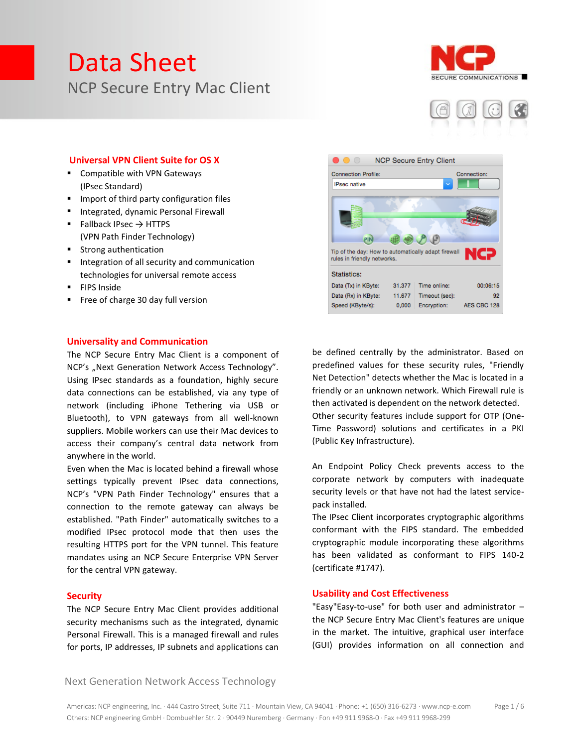# Data Sheet

NCP Secure Entry Mac Client

## Universal VPN Client Suite for OS X

- Compatible with VPN Gateways (IPsec Standard)
- Import of third party configuration files
- Integrated, dynamic Personal Firewall
- Fallback IPsec → HTTPS (VPN Path Finder Technology)
- Strong authentication
- Integration of all security and communication technologies for universal remote access
- FIPS Inside
- Free of charge 30 day full version

## Universality and Communication

The NCP Secure Entry Mac Client is a component of NCP's „Next Generation Network Access Technology". Using IPsec standards as a foundation, highly secure data connections can be established, via any type of network (including iPhone Tethering via USB or Bluetooth), to VPN gateways from all well-known suppliers. Mobile workers can use their Mac devices to access their company's central data network from anywhere in the world.

Even when the Mac is located behind a firewall whose settings typically prevent IPsec data connections, NCP's "VPN Path Finder Technology" ensures that a connection to the remote gateway can always be established. "Path Finder" automatically switches to a modified IPsec protocol mode that then uses the resulting HTTPS port for the VPN tunnel. This feature mandates using an NCP Secure Enterprise VPN Server for the central VPN gateway.

## Security

The NCP Secure Entry Mac Client provides additional security mechanisms such as the integrated, dynamic Personal Firewall. This is a managed firewall and rules for ports, IP addresses, IP subnets and applications can be defined centrally by the administrator. Based on predefined values for these security rules, "Friendly Net Detection" detects whether the Mac is located in a friendly or an unknown network. Which Firewall rule is then activated is dependent on the network detected. Other security features include support for OTP (One-Time Password) solutions and certificates in a PKI (Public Key Infrastructure).

An Endpoint Policy Check prevents access to the corporate network by computers with inadequate security levels or that have not had the latest service-pack installed.

The IPsec Client incorporates cryptographic algorithms conformant with the FIPS standard. The embedded cryptographic module incorporating these algorithms has been validated as conformant to FIPS 140-2 (certificate #1747).

## Usability and Cost Effectiveness

"Easy"Easy-to-use" for both user and administrator – the NCP Secure Entry Mac Client's features are unique in the market. The intuitive, graphical user interface (GUI) provides information on all connection and

Next Generation Network Access Technology

Americas: NCP engineering, Inc. · 444 Castro Street, Suite 711 · Mountain View, CA 94041 · Phone: +1 (650) 316-6273 · www.ncp-e.com
Others: NCP engineering GmbH · Dombuehler Str. 2 · 90449 Nuremberg · Germany · Fon +49 911 9968-0 · Fax +49 911 9968-299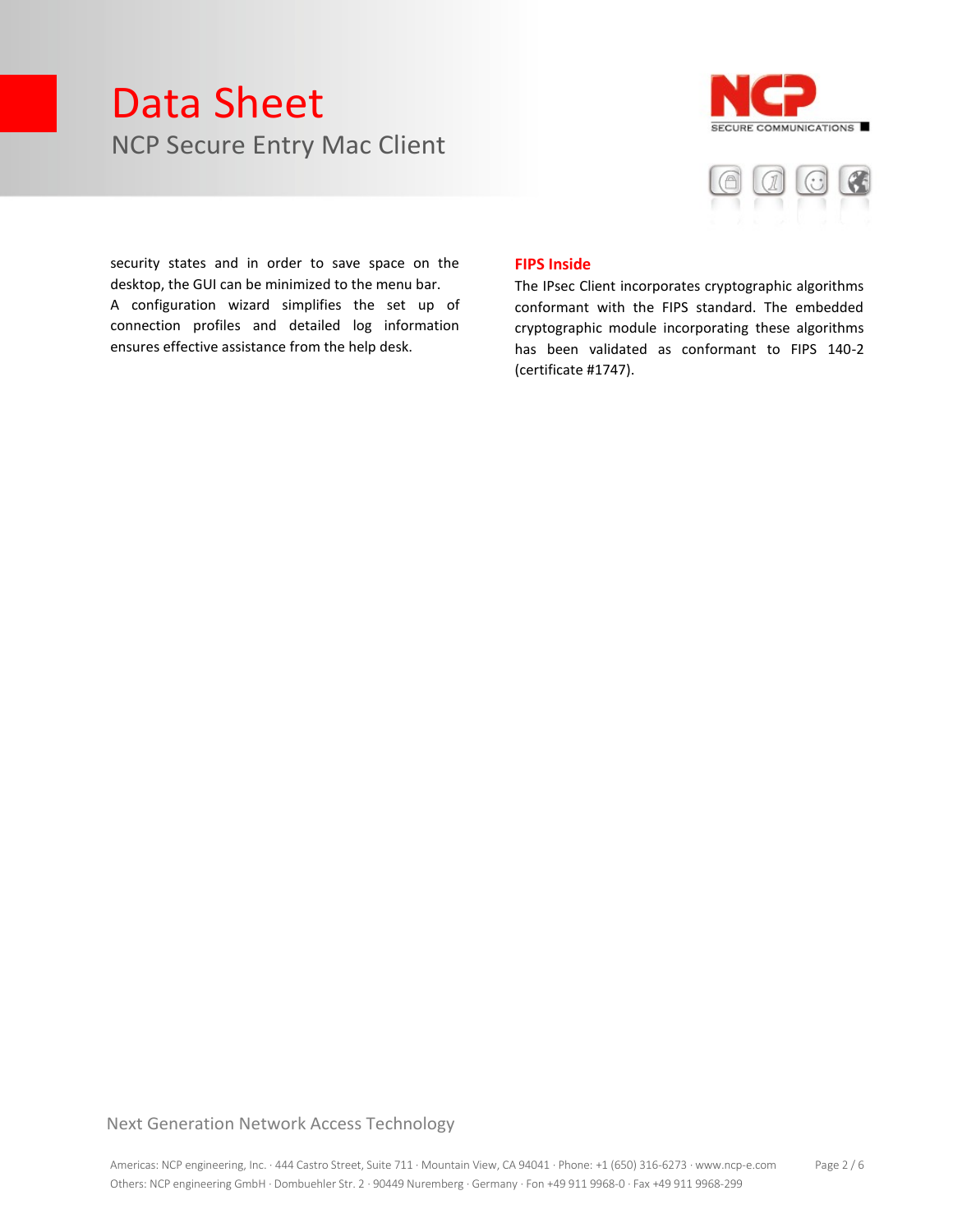security states and in order to save space on the desktop, the GUI can be minimized to the menu bar.
A configuration wizard simplifies the set up of connection profiles and detailed log information ensures effective assistance from the help desk.

## FIPS Inside

The IPsec Client incorporates cryptographic algorithms conformant with the FIPS standard. The embedded cryptographic module incorporating these algorithms has been validated as conformant to FIPS 140-2 (certificate #1747).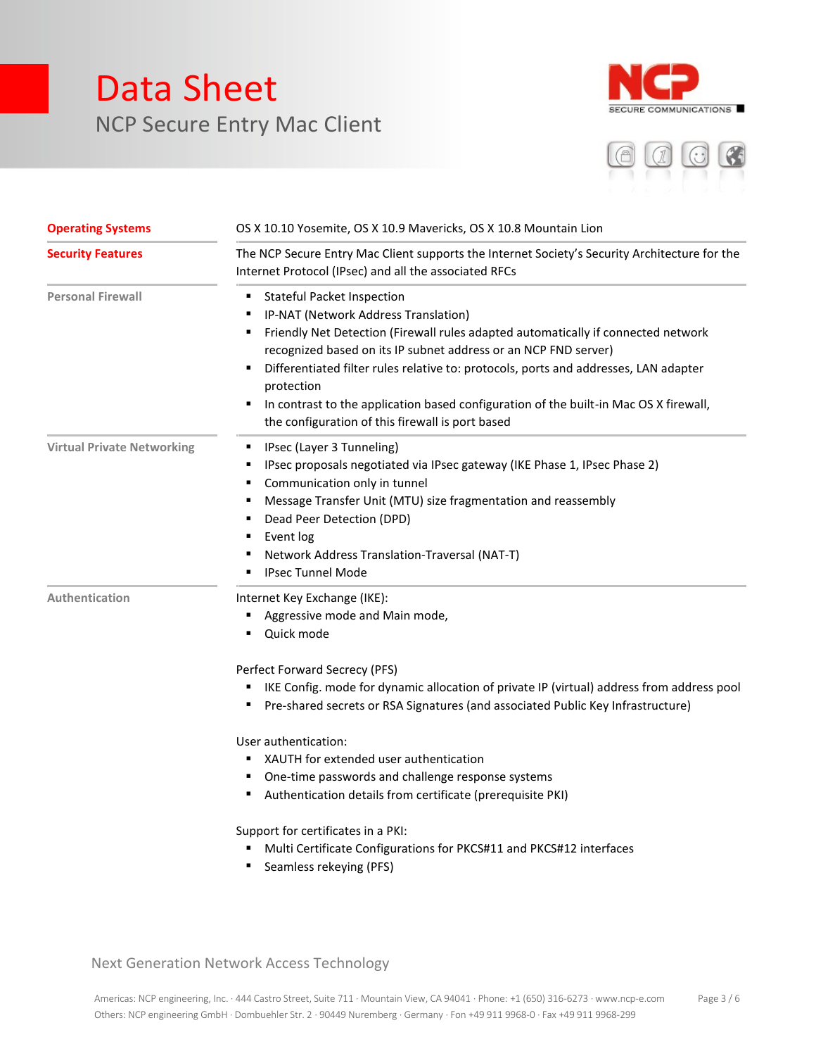# Data Sheet

## NCP Secure Entry Mac Client

**Operating Systems**

OS X 10.10 Yosemite, OS X 10.9 Mavericks, OS X 10.8 Mountain Lion

**Security Features**

The NCP Secure Entry Mac Client supports the Internet Society's Security Architecture for the Internet Protocol (IPsec) and all the associated RFCs

**Personal Firewall**

- Stateful Packet Inspection
- IP-NAT (Network Address Translation)
- Friendly Net Detection (Firewall rules adapted automatically if connected network recognized based on its IP subnet address or an NCP FND server)
- Differentiated filter rules relative to: protocols, ports and addresses, LAN adapter protection
- In contrast to the application based configuration of the built-in Mac OS X firewall, the configuration of this firewall is port based

**Virtual Private Networking**

- IPsec (Layer 3 Tunneling)
- IPsec proposals negotiated via IPsec gateway (IKE Phase 1, IPsec Phase 2)
- Communication only in tunnel
- Message Transfer Unit (MTU) size fragmentation and reassembly
- Dead Peer Detection (DPD)
- Event log
- Network Address Translation-Traversal (NAT-T)
- IPsec Tunnel Mode

**Authentication**

Internet Key Exchange (IKE):

- Aggressive mode and Main mode,
- Quick mode

Perfect Forward Secrecy (PFS)

- IKE Config. mode for dynamic allocation of private IP (virtual) address from address pool
- Pre-shared secrets or RSA Signatures (and associated Public Key Infrastructure)

User authentication:

- XAUTH for extended user authentication
- One-time passwords and challenge response systems
- Authentication details from certificate (prerequisite PKI)

Support for certificates in a PKI:

- Multi Certificate Configurations for PKCS#11 and PKCS#12 interfaces
- Seamless rekeying (PFS)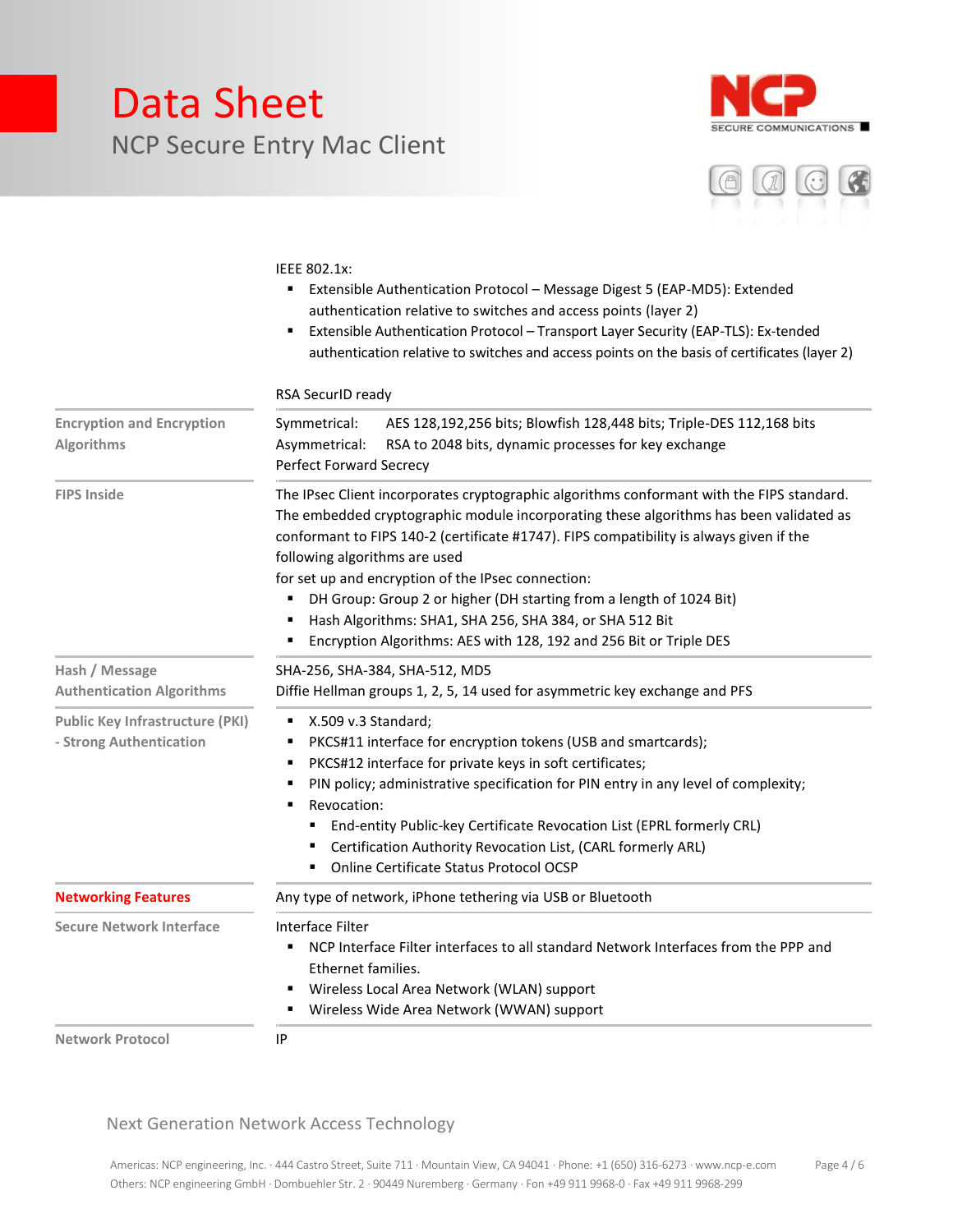| | |
|---|---|
| | IEEE 802.1x:<br>▪ Extensible Authentication Protocol – Message Digest 5 (EAP-MD5): Extended authentication relative to switches and access points (layer 2)<br>▪ Extensible Authentication Protocol – Transport Layer Security (EAP-TLS): Ex-tended authentication relative to switches and access points on the basis of certificates (layer 2)<br><br>RSA SecurID ready |
| **Encryption and Encryption Algorithms** | Symmetrical: AES 128,192,256 bits; Blowfish 128,448 bits; Triple-DES 112,168 bits<br>Asymmetrical: RSA to 2048 bits, dynamic processes for key exchange<br>Perfect Forward Secrecy |
| **FIPS Inside** | The IPsec Client incorporates cryptographic algorithms conformant with the FIPS standard. The embedded cryptographic module incorporating these algorithms has been validated as conformant to FIPS 140-2 (certificate #1747). FIPS compatibility is always given if the following algorithms are used<br>for set up and encryption of the IPsec connection:<br>▪ DH Group: Group 2 or higher (DH starting from a length of 1024 Bit)<br>▪ Hash Algorithms: SHA1, SHA 256, SHA 384, or SHA 512 Bit<br>▪ Encryption Algorithms: AES with 128, 192 and 256 Bit or Triple DES |
| **Hash / Message Authentication Algorithms** | SHA-256, SHA-384, SHA-512, MD5<br>Diffie Hellman groups 1, 2, 5, 14 used for asymmetric key exchange and PFS |
| **Public Key Infrastructure (PKI) - Strong Authentication** | ▪ X.509 v.3 Standard;<br>▪ PKCS#11 interface for encryption tokens (USB and smartcards);<br>▪ PKCS#12 interface for private keys in soft certificates;<br>▪ PIN policy; administrative specification for PIN entry in any level of complexity;<br>▪ Revocation:<br>&nbsp;&nbsp;&nbsp;&nbsp;▪ End-entity Public-key Certificate Revocation List (EPRL formerly CRL)<br>&nbsp;&nbsp;&nbsp;&nbsp;▪ Certification Authority Revocation List, (CARL formerly ARL)<br>&nbsp;&nbsp;&nbsp;&nbsp;▪ Online Certificate Status Protocol OCSP |
| **Networking Features** | Any type of network, iPhone tethering via USB or Bluetooth |
| **Secure Network Interface** | Interface Filter<br>▪ NCP Interface Filter interfaces to all standard Network Interfaces from the PPP and Ethernet families.<br>▪ Wireless Local Area Network (WLAN) support<br>▪ Wireless Wide Area Network (WWAN) support |
| **Network Protocol** | IP |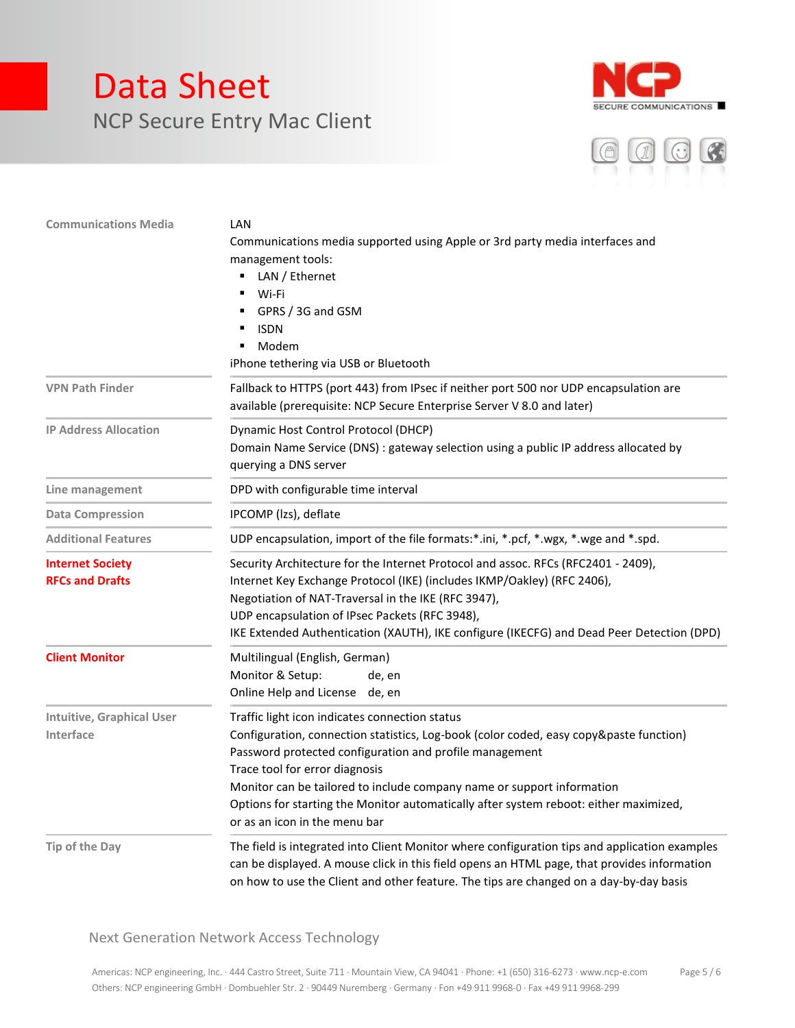# Data Sheet

## NCP Secure Entry Mac Client

| | |
|---|---|
| **Communications Media** | LAN<br>Communications media supported using Apple or 3rd party media interfaces and management tools:<br>▪ LAN / Ethernet<br>▪ Wi-Fi<br>▪ GPRS / 3G and GSM<br>▪ ISDN<br>▪ Modem<br>iPhone tethering via USB or Bluetooth |
| **VPN Path Finder** | Fallback to HTTPS (port 443) from IPsec if neither port 500 nor UDP encapsulation are available (prerequisite: NCP Secure Enterprise Server V 8.0 and later) |
| **IP Address Allocation** | Dynamic Host Control Protocol (DHCP)<br>Domain Name Service (DNS) : gateway selection using a public IP address allocated by querying a DNS server |
| **Line management** | DPD with configurable time interval |
| **Data Compression** | IPCOMP (lzs), deflate |
| **Additional Features** | UDP encapsulation, import of the file formats:*.ini, *.pcf, *.wgx, *.wge and *.spd. |
| **Internet Society RFCs and Drafts** | Security Architecture for the Internet Protocol and assoc. RFCs (RFC2401 - 2409),<br>Internet Key Exchange Protocol (IKE) (includes IKMP/Oakley) (RFC 2406),<br>Negotiation of NAT-Traversal in the IKE (RFC 3947),<br>UDP encapsulation of IPsec Packets (RFC 3948),<br>IKE Extended Authentication (XAUTH), IKE configure (IKECFG) and Dead Peer Detection (DPD) |
| **Client Monitor** | Multilingual (English, German)<br>Monitor & Setup: de, en<br>Online Help and License de, en |
| **Intuitive, Graphical User Interface** | Traffic light icon indicates connection status<br>Configuration, connection statistics, Log-book (color coded, easy copy&paste function)<br>Password protected configuration and profile management<br>Trace tool for error diagnosis<br>Monitor can be tailored to include company name or support information<br>Options for starting the Monitor automatically after system reboot: either maximized, or as an icon in the menu bar |
| **Tip of the Day** | The field is integrated into Client Monitor where configuration tips and application examples can be displayed. A mouse click in this field opens an HTML page, that provides information on how to use the Client and other feature. The tips are changed on a day-by-day basis |

Next Generation Network Access Technology

Americas: NCP engineering, Inc. · 444 Castro Street, Suite 711 · Mountain View, CA 94041 · Phone: +1 (650) 316-6273 · www.ncp-e.com
Others: NCP engineering GmbH · Dombuehler Str. 2 · 90449 Nuremberg · Germany · Fon +49 911 9968-0 · Fax +49 911 9968-299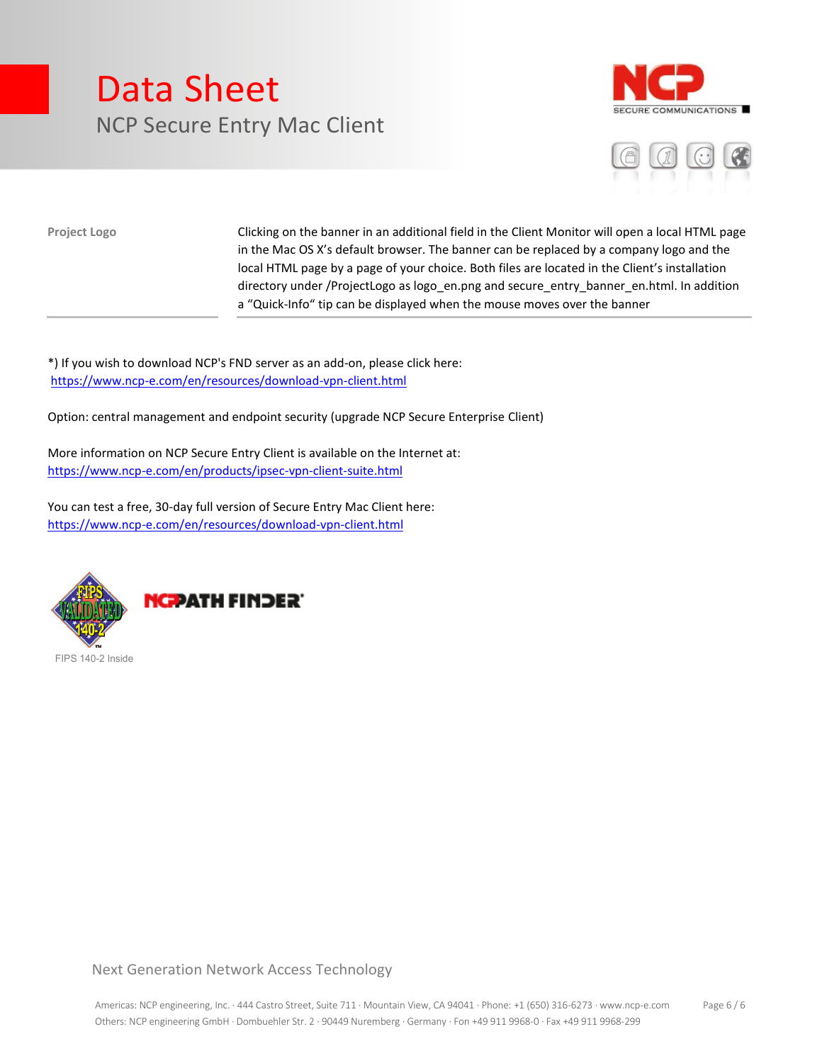| | |
|---|---|
| **Project Logo** | Clicking on the banner in an additional field in the Client Monitor will open a local HTML page in the Mac OS X's default browser. The banner can be replaced by a company logo and the local HTML page by a page of your choice. Both files are located in the Client's installation directory under /ProjectLogo as logo_en.png and secure_entry_banner_en.html. In addition a "Quick-Info" tip can be displayed when the mouse moves over the banner |

*) If you wish to download NCP's FND server as an add-on, please click here:
https://www.ncp-e.com/en/resources/download-vpn-client.html

Option: central management and endpoint security (upgrade NCP Secure Enterprise Client)

More information on NCP Secure Entry Client is available on the Internet at:
https://www.ncp-e.com/en/products/ipsec-vpn-client-suite.html

You can test a free, 30-day full version of Secure Entry Mac Client here:
https://www.ncp-e.com/en/resources/download-vpn-client.html

FIPS 140-2 Inside

Next Generation Network Access Technology